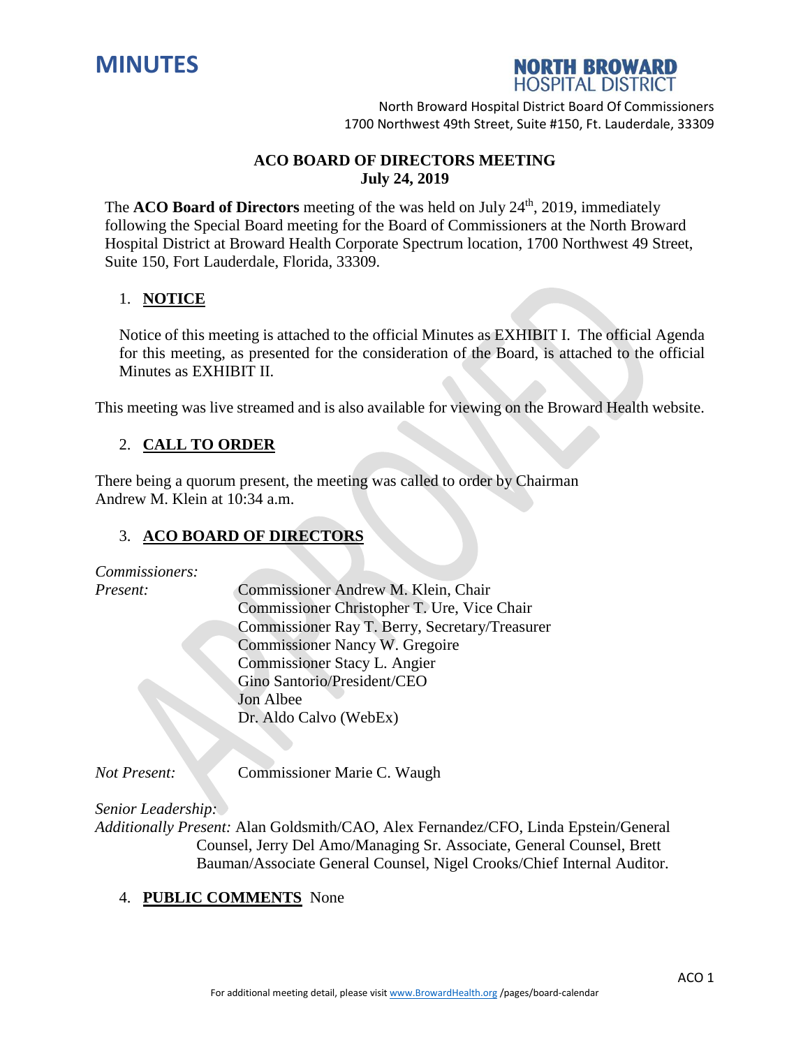# MINUTES

**NORTH BROWARD HOSPITAL DISTRICT**

North Broward Hospital District Board Of Commissioners
1700 Northwest 49th Street, Suite #150, Ft. Lauderdale, 33309

## ACO BOARD OF DIRECTORS MEETING
**July 24, 2019**

The **ACO Board of Directors** meeting of the was held on July 24th, 2019, immediately following the Special Board meeting for the Board of Commissioners at the North Broward Hospital District at Broward Health Corporate Spectrum location, 1700 Northwest 49 Street, Suite 150, Fort Lauderdale, Florida, 33309.

1. **NOTICE**

Notice of this meeting is attached to the official Minutes as EXHIBIT I. The official Agenda for this meeting, as presented for the consideration of the Board, is attached to the official Minutes as EXHIBIT II.

This meeting was live streamed and is also available for viewing on the Broward Health website.

2. **CALL TO ORDER**

There being a quorum present, the meeting was called to order by Chairman Andrew M. Klein at 10:34 a.m.

3. **ACO BOARD OF DIRECTORS**

*Commissioners:*

*Present:*
Commissioner Andrew M. Klein, Chair
Commissioner Christopher T. Ure, Vice Chair
Commissioner Ray T. Berry, Secretary/Treasurer
Commissioner Nancy W. Gregoire
Commissioner Stacy L. Angier
Gino Santorio/President/CEO
Jon Albee
Dr. Aldo Calvo (WebEx)

*Not Present:* Commissioner Marie C. Waugh

*Senior Leadership:*
*Additionally Present:* Alan Goldsmith/CAO, Alex Fernandez/CFO, Linda Epstein/General Counsel, Jerry Del Amo/Managing Sr. Associate, General Counsel, Brett Bauman/Associate General Counsel, Nigel Crooks/Chief Internal Auditor.

4. **PUBLIC COMMENTS** None

For additional meeting detail, please visit www.BrowardHealth.org /pages/board-calendar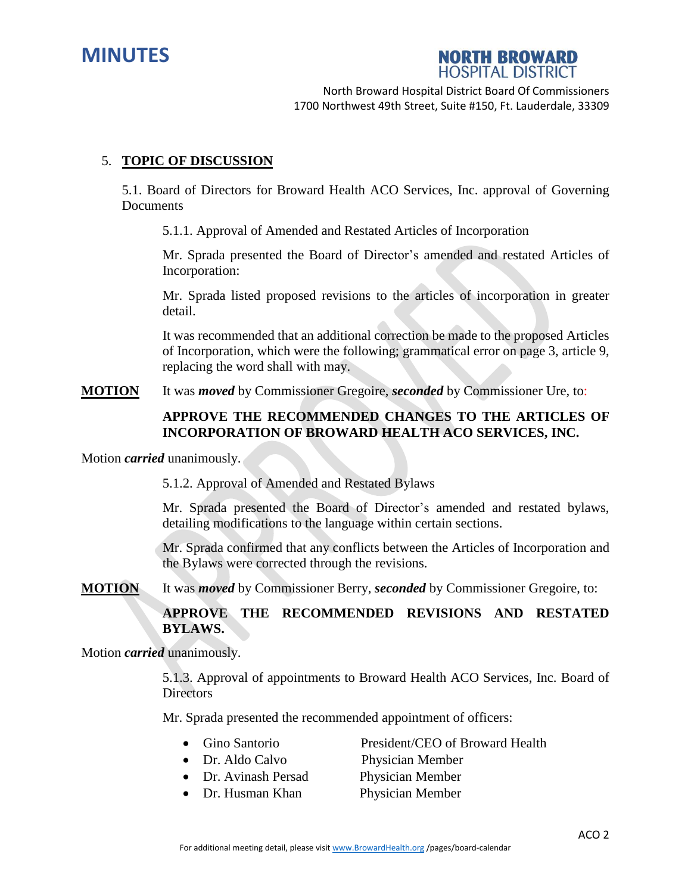## 5. TOPIC OF DISCUSSION

5.1. Board of Directors for Broward Health ACO Services, Inc. approval of Governing Documents

5.1.1. Approval of Amended and Restated Articles of Incorporation

Mr. Sprada presented the Board of Director's amended and restated Articles of Incorporation:

Mr. Sprada listed proposed revisions to the articles of incorporation in greater detail.

It was recommended that an additional correction be made to the proposed Articles of Incorporation, which were the following; grammatical error on page 3, article 9, replacing the word shall with may.

**MOTION** It was ***moved*** by Commissioner Gregoire, ***seconded*** by Commissioner Ure, to:

**APPROVE THE RECOMMENDED CHANGES TO THE ARTICLES OF INCORPORATION OF BROWARD HEALTH ACO SERVICES, INC.**

Motion ***carried*** unanimously.

5.1.2. Approval of Amended and Restated Bylaws

Mr. Sprada presented the Board of Director's amended and restated bylaws, detailing modifications to the language within certain sections.

Mr. Sprada confirmed that any conflicts between the Articles of Incorporation and the Bylaws were corrected through the revisions.

**MOTION** It was ***moved*** by Commissioner Berry, ***seconded*** by Commissioner Gregoire, to:

**APPROVE THE RECOMMENDED REVISIONS AND RESTATED BYLAWS.**

Motion ***carried*** unanimously.

5.1.3. Approval of appointments to Broward Health ACO Services, Inc. Board of Directors

Mr. Sprada presented the recommended appointment of officers:

- Gino Santorio — President/CEO of Broward Health
- Dr. Aldo Calvo — Physician Member
- Dr. Avinash Persad — Physician Member
- Dr. Husman Khan — Physician Member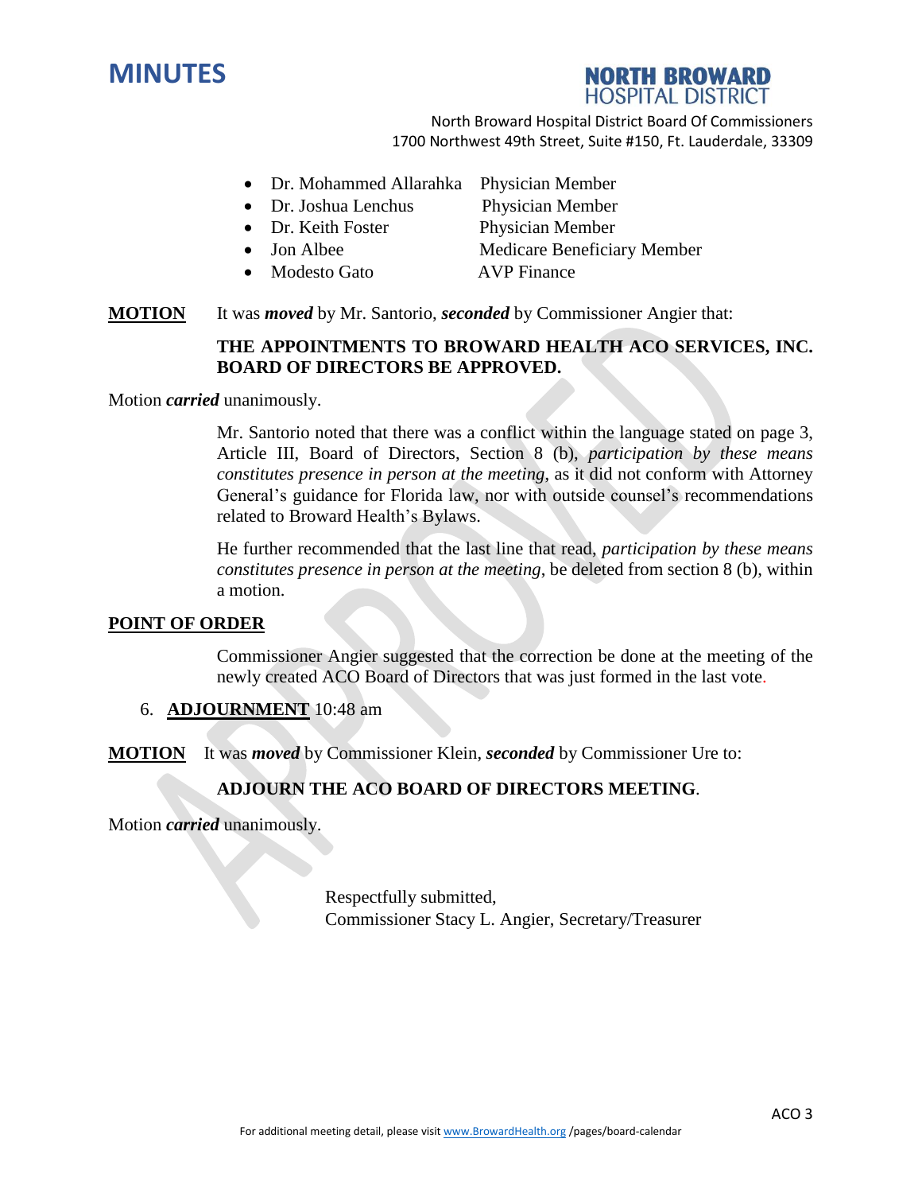- Dr. Mohammed Allarahka Physician Member
- Dr. Joshua Lenchus Physician Member
- Dr. Keith Foster Physician Member
- Jon Albee Medicare Beneficiary Member
- Modesto Gato AVP Finance

**MOTION** It was ***moved*** by Mr. Santorio, ***seconded*** by Commissioner Angier that:

**THE APPOINTMENTS TO BROWARD HEALTH ACO SERVICES, INC. BOARD OF DIRECTORS BE APPROVED.**

Motion ***carried*** unanimously.

Mr. Santorio noted that there was a conflict within the language stated on page 3, Article III, Board of Directors, Section 8 (b), *participation by these means constitutes presence in person at the meeting*, as it did not conform with Attorney General's guidance for Florida law, nor with outside counsel's recommendations related to Broward Health's Bylaws.

He further recommended that the last line that read, *participation by these means constitutes presence in person at the meeting*, be deleted from section 8 (b), within a motion.

**POINT OF ORDER**

Commissioner Angier suggested that the correction be done at the meeting of the newly created ACO Board of Directors that was just formed in the last vote.

6. **ADJOURNMENT** 10:48 am

**MOTION** It was ***moved*** by Commissioner Klein, ***seconded*** by Commissioner Ure to:

**ADJOURN THE ACO BOARD OF DIRECTORS MEETING**.

Motion ***carried*** unanimously.

Respectfully submitted,
Commissioner Stacy L. Angier, Secretary/Treasurer